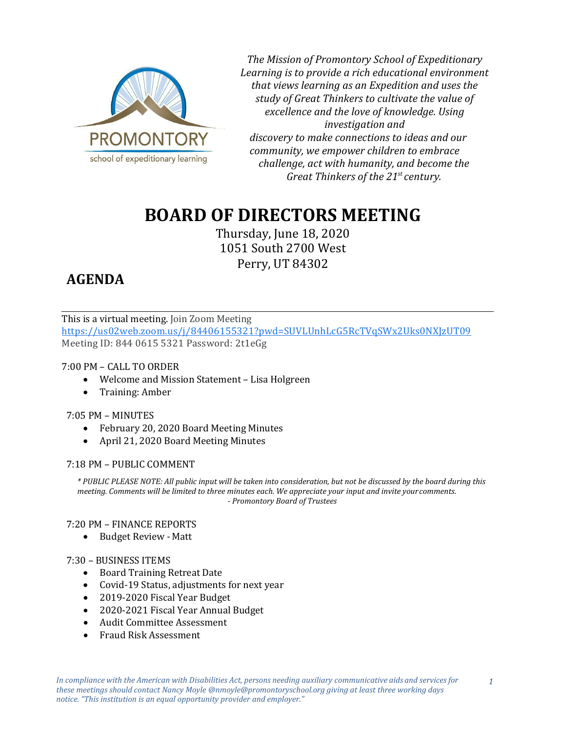*The Mission of Promontory School of Expeditionary Learning is to provide a rich educational environment that views learning as an Expedition and uses the study of Great Thinkers to cultivate the value of excellence and the love of knowledge. Using investigation and discovery to make connections to ideas and our community, we empower children to embrace challenge, act with humanity, and become the Great Thinkers of the 21st century.*

# BOARD OF DIRECTORS MEETING

Thursday, June 18, 2020
1051 South 2700 West
Perry, UT 84302

## AGENDA

This is a virtual meeting. Join Zoom Meeting
https://us02web.zoom.us/j/84406155321?pwd=SUVLUnhLcG5RcTVqSWx2Uks0NXJzUT09
Meeting ID: 844 0615 5321 Password: 2t1eGg

7:00 PM – CALL TO ORDER

- Welcome and Mission Statement – Lisa Holgreen
- Training: Amber

7:05 PM – MINUTES

- February 20, 2020 Board Meeting Minutes
- April 21, 2020 Board Meeting Minutes

7:18 PM – PUBLIC COMMENT

*\* PUBLIC PLEASE NOTE: All public input will be taken into consideration, but not be discussed by the board during this meeting. Comments will be limited to three minutes each. We appreciate your input and invite your comments.*
*- Promontory Board of Trustees*

7:20 PM – FINANCE REPORTS

- Budget Review - Matt

7:30 – BUSINESS ITEMS

- Board Training Retreat Date
- Covid-19 Status, adjustments for next year
- 2019-2020 Fiscal Year Budget
- 2020-2021 Fiscal Year Annual Budget
- Audit Committee Assessment
- Fraud Risk Assessment

*In compliance with the American with Disabilities Act, persons needing auxiliary communicative aids and services for these meetings should contact Nancy Moyle @nmoyle@promontoryschool.org giving at least three working days notice. "This institution is an equal opportunity provider and employer."*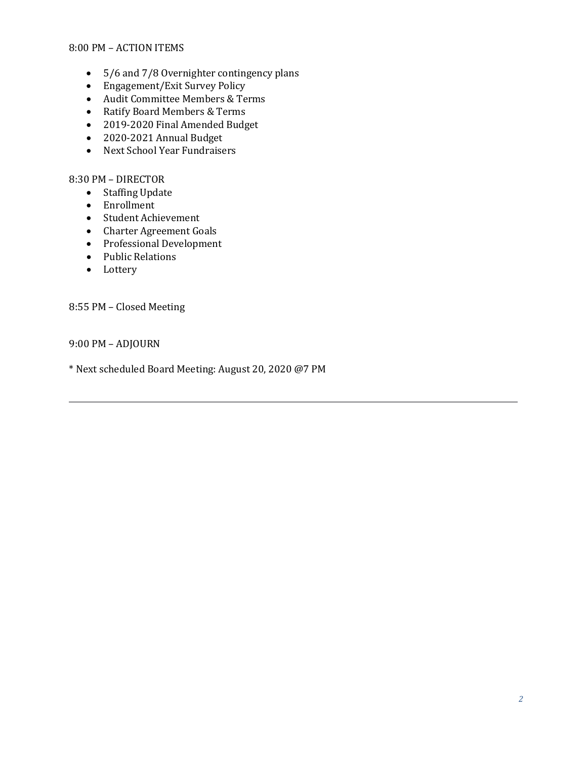8:00 PM – ACTION ITEMS

- 5/6 and 7/8 Overnighter contingency plans
- Engagement/Exit Survey Policy
- Audit Committee Members & Terms
- Ratify Board Members & Terms
- 2019-2020 Final Amended Budget
- 2020-2021 Annual Budget
- Next School Year Fundraisers

8:30 PM – DIRECTOR

- Staffing Update
- Enrollment
- Student Achievement
- Charter Agreement Goals
- Professional Development
- Public Relations
- Lottery

8:55 PM – Closed Meeting

9:00 PM – ADJOURN

* Next scheduled Board Meeting: August 20, 2020 @7 PM

---